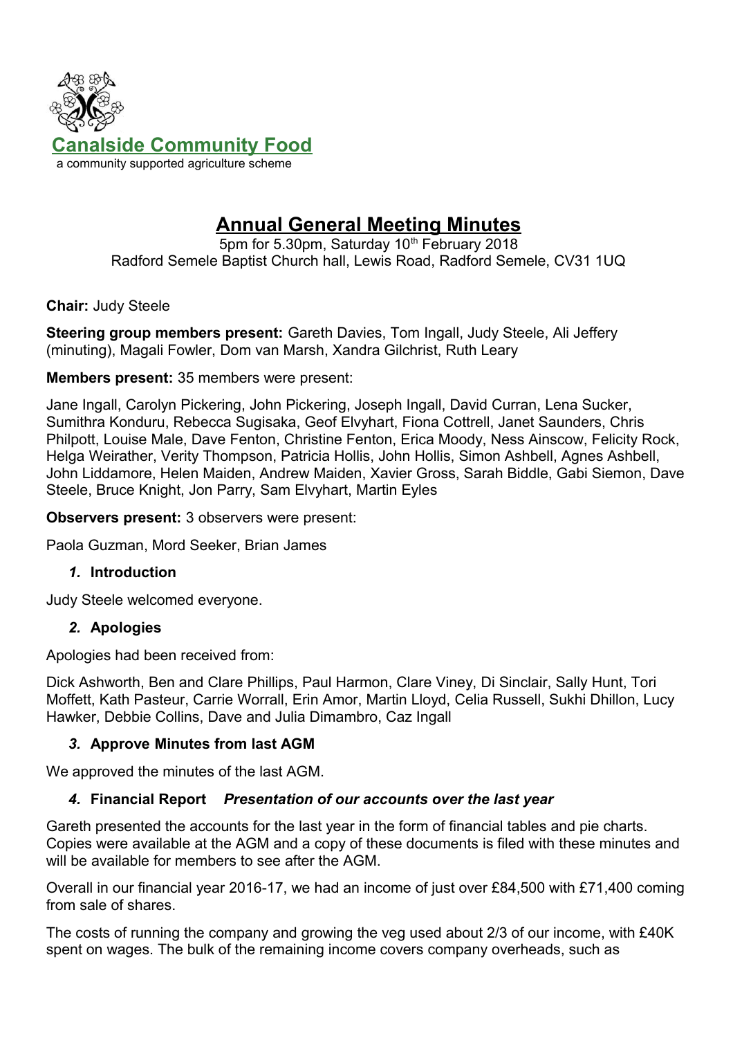**Canalside Community Food**

a community supported agriculture scheme

# Annual General Meeting Minutes

5pm for 5.30pm, Saturday 10th February 2018

Radford Semele Baptist Church hall, Lewis Road, Radford Semele, CV31 1UQ

**Chair:** Judy Steele

**Steering group members present:** Gareth Davies, Tom Ingall, Judy Steele, Ali Jeffery (minuting), Magali Fowler, Dom van Marsh, Xandra Gilchrist, Ruth Leary

**Members present:** 35 members were present:

Jane Ingall, Carolyn Pickering, John Pickering, Joseph Ingall, David Curran, Lena Sucker, Sumithra Konduru, Rebecca Sugisaka, Geof Elvyhart, Fiona Cottrell, Janet Saunders, Chris Philpott, Louise Male, Dave Fenton, Christine Fenton, Erica Moody, Ness Ainscow, Felicity Rock, Helga Weirather, Verity Thompson, Patricia Hollis, John Hollis, Simon Ashbell, Agnes Ashbell, John Liddamore, Helen Maiden, Andrew Maiden, Xavier Gross, Sarah Biddle, Gabi Siemon, Dave Steele, Bruce Knight, Jon Parry, Sam Elvyhart, Martin Eyles

**Observers present:** 3 observers were present:

Paola Guzman, Mord Seeker, Brian James

## *1.* Introduction

Judy Steele welcomed everyone.

## *2.* Apologies

Apologies had been received from:

Dick Ashworth, Ben and Clare Phillips, Paul Harmon, Clare Viney, Di Sinclair, Sally Hunt, Tori Moffett, Kath Pasteur, Carrie Worrall, Erin Amor, Martin Lloyd, Celia Russell, Sukhi Dhillon, Lucy Hawker, Debbie Collins, Dave and Julia Dimambro, Caz Ingall

## *3.* Approve Minutes from last AGM

We approved the minutes of the last AGM.

## *4.* Financial Report *Presentation of our accounts over the last year*

Gareth presented the accounts for the last year in the form of financial tables and pie charts. Copies were available at the AGM and a copy of these documents is filed with these minutes and will be available for members to see after the AGM.

Overall in our financial year 2016-17, we had an income of just over £84,500 with £71,400 coming from sale of shares.

The costs of running the company and growing the veg used about 2/3 of our income, with £40K spent on wages. The bulk of the remaining income covers company overheads, such as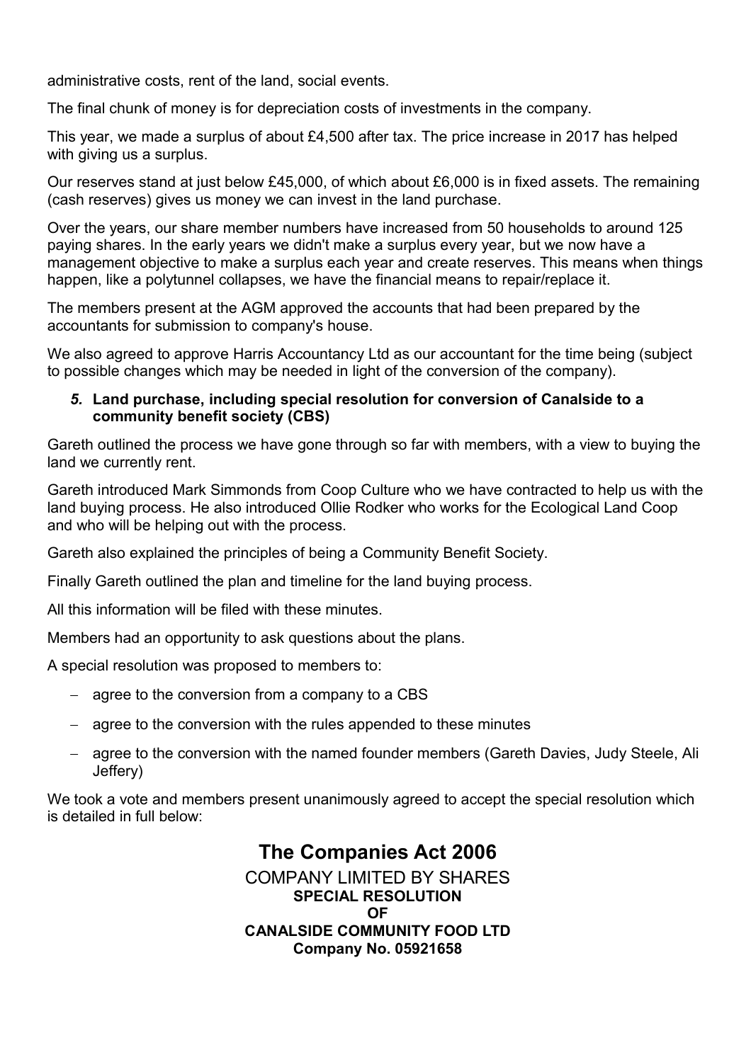administrative costs, rent of the land, social events.

The final chunk of money is for depreciation costs of investments in the company.

This year, we made a surplus of about £4,500 after tax. The price increase in 2017 has helped with giving us a surplus.

Our reserves stand at just below £45,000, of which about £6,000 is in fixed assets. The remaining (cash reserves) gives us money we can invest in the land purchase.

Over the years, our share member numbers have increased from 50 households to around 125 paying shares. In the early years we didn't make a surplus every year, but we now have a management objective to make a surplus each year and create reserves. This means when things happen, like a polytunnel collapses, we have the financial means to repair/replace it.

The members present at the AGM approved the accounts that had been prepared by the accountants for submission to company's house.

We also agreed to approve Harris Accountancy Ltd as our accountant for the time being (subject to possible changes which may be needed in light of the conversion of the company).

### *5.* Land purchase, including special resolution for conversion of Canalside to a community benefit society (CBS)

Gareth outlined the process we have gone through so far with members, with a view to buying the land we currently rent.

Gareth introduced Mark Simmonds from Coop Culture who we have contracted to help us with the land buying process. He also introduced Ollie Rodker who works for the Ecological Land Coop and who will be helping out with the process.

Gareth also explained the principles of being a Community Benefit Society.

Finally Gareth outlined the plan and timeline for the land buying process.

All this information will be filed with these minutes.

Members had an opportunity to ask questions about the plans.

A special resolution was proposed to members to:

- agree to the conversion from a company to a CBS
- agree to the conversion with the rules appended to these minutes
- agree to the conversion with the named founder members (Gareth Davies, Judy Steele, Ali Jeffery)

We took a vote and members present unanimously agreed to accept the special resolution which is detailed in full below:

## The Companies Act 2006

COMPANY LIMITED BY SHARES
**SPECIAL RESOLUTION**
**OF**
**CANALSIDE COMMUNITY FOOD LTD**
**Company No. 05921658**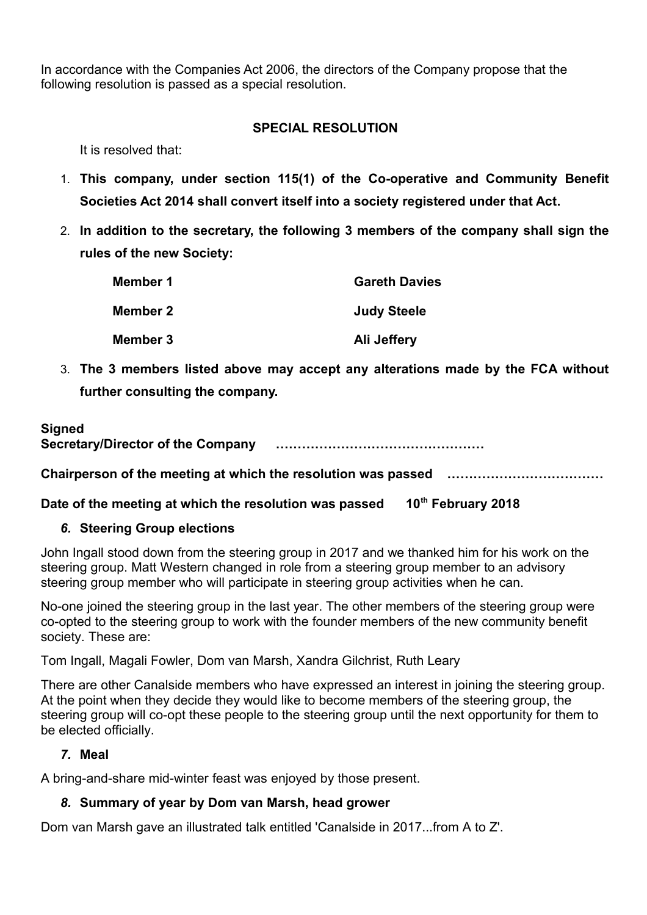In accordance with the Companies Act 2006, the directors of the Company propose that the following resolution is passed as a special resolution.

**SPECIAL RESOLUTION**

It is resolved that:

1. **This company, under section 115(1) of the Co-operative and Community Benefit Societies Act 2014 shall convert itself into a society registered under that Act.**
2. **In addition to the secretary, the following 3 members of the company shall sign the rules of the new Society:**

| | |
|---|---|
| **Member 1** | **Gareth Davies** |
| **Member 2** | **Judy Steele** |
| **Member 3** | **Ali Jeffery** |

3. **The 3 members listed above may accept any alterations made by the FCA without further consulting the company.**

**Signed**
**Secretary/Director of the Company ……………………………………………**

**Chairperson of the meeting at which the resolution was passed ………………………………**

**Date of the meeting at which the resolution was passed 10th February 2018**

### *6.* Steering Group elections

John Ingall stood down from the steering group in 2017 and we thanked him for his work on the steering group. Matt Western changed in role from a steering group member to an advisory steering group member who will participate in steering group activities when he can.

No-one joined the steering group in the last year. The other members of the steering group were co-opted to the steering group to work with the founder members of the new community benefit society. These are:

Tom Ingall, Magali Fowler, Dom van Marsh, Xandra Gilchrist, Ruth Leary

There are other Canalside members who have expressed an interest in joining the steering group. At the point when they decide they would like to become members of the steering group, the steering group will co-opt these people to the steering group until the next opportunity for them to be elected officially.

### *7.* Meal

A bring-and-share mid-winter feast was enjoyed by those present.

### *8.* Summary of year by Dom van Marsh, head grower

Dom van Marsh gave an illustrated talk entitled 'Canalside in 2017...from A to Z'.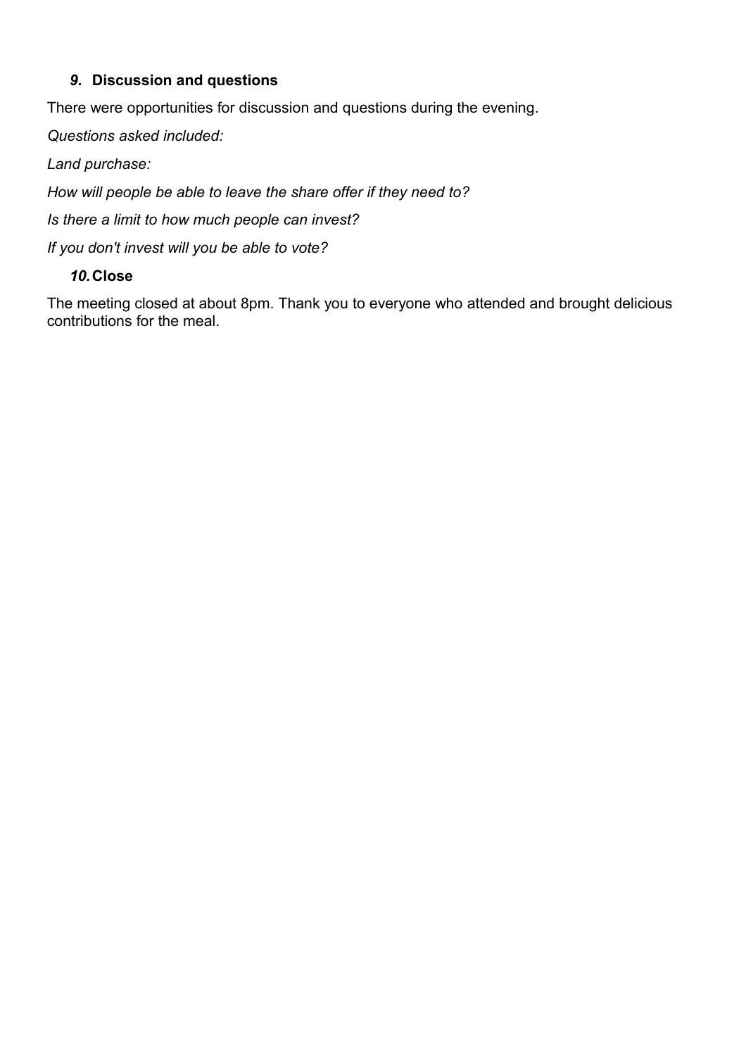### *9.* Discussion and questions

There were opportunities for discussion and questions during the evening.

*Questions asked included:*

*Land purchase:*

*How will people be able to leave the share offer if they need to?*

*Is there a limit to how much people can invest?*

*If you don't invest will you be able to vote?*

### *10.* Close

The meeting closed at about 8pm. Thank you to everyone who attended and brought delicious contributions for the meal.